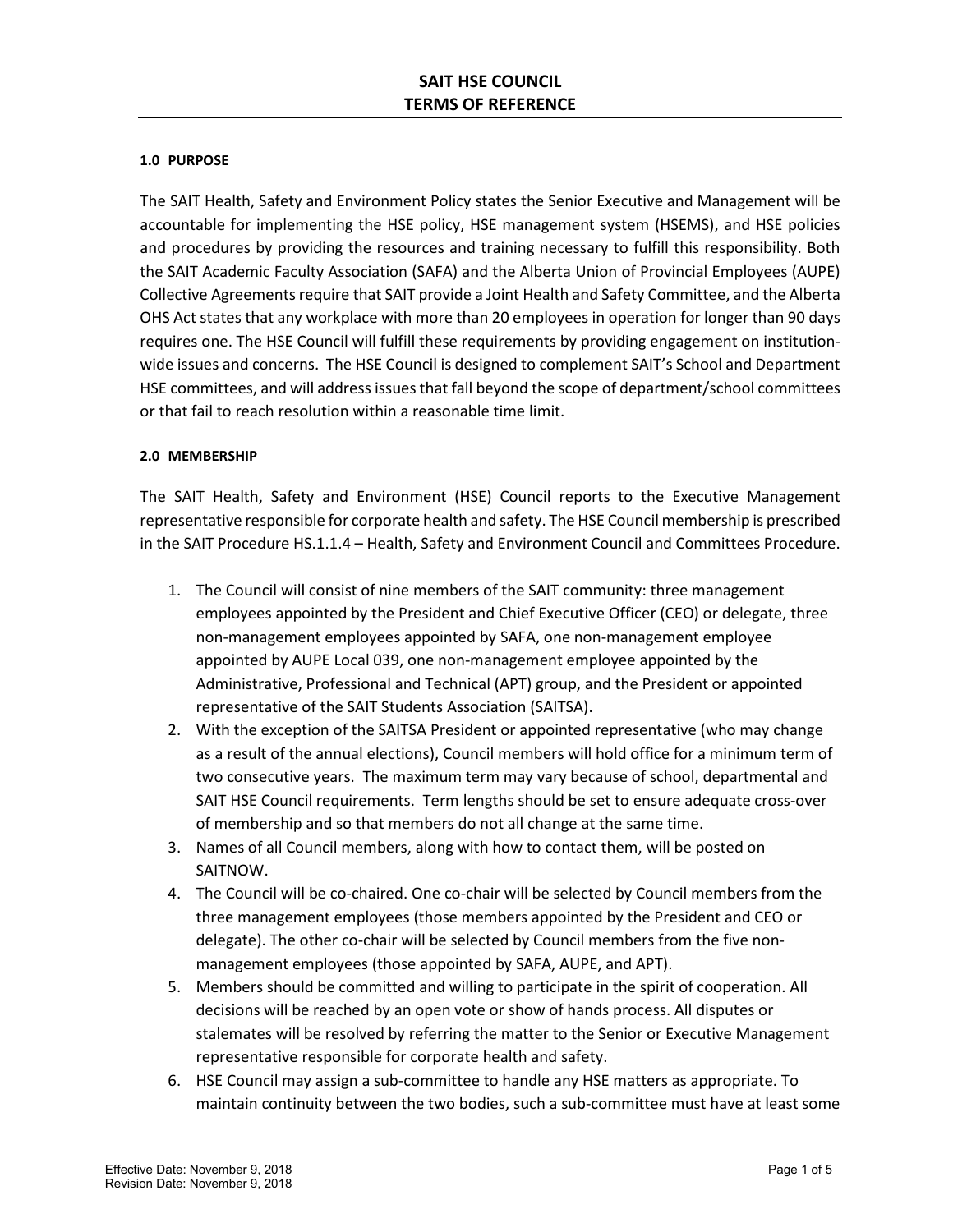# SAIT HSE COUNCIL
# TERMS OF REFERENCE

### 1.0 PURPOSE

The SAIT Health, Safety and Environment Policy states the Senior Executive and Management will be accountable for implementing the HSE policy, HSE management system (HSEMS), and HSE policies and procedures by providing the resources and training necessary to fulfill this responsibility. Both the SAIT Academic Faculty Association (SAFA) and the Alberta Union of Provincial Employees (AUPE) Collective Agreements require that SAIT provide a Joint Health and Safety Committee, and the Alberta OHS Act states that any workplace with more than 20 employees in operation for longer than 90 days requires one. The HSE Council will fulfill these requirements by providing engagement on institution-wide issues and concerns. The HSE Council is designed to complement SAIT's School and Department HSE committees, and will address issues that fall beyond the scope of department/school committees or that fail to reach resolution within a reasonable time limit.

### 2.0 MEMBERSHIP

The SAIT Health, Safety and Environment (HSE) Council reports to the Executive Management representative responsible for corporate health and safety. The HSE Council membership is prescribed in the SAIT Procedure HS.1.1.4 – Health, Safety and Environment Council and Committees Procedure.

1. The Council will consist of nine members of the SAIT community: three management employees appointed by the President and Chief Executive Officer (CEO) or delegate, three non-management employees appointed by SAFA, one non-management employee appointed by AUPE Local 039, one non-management employee appointed by the Administrative, Professional and Technical (APT) group, and the President or appointed representative of the SAIT Students Association (SAITSA).
2. With the exception of the SAITSA President or appointed representative (who may change as a result of the annual elections), Council members will hold office for a minimum term of two consecutive years. The maximum term may vary because of school, departmental and SAIT HSE Council requirements. Term lengths should be set to ensure adequate cross-over of membership and so that members do not all change at the same time.
3. Names of all Council members, along with how to contact them, will be posted on SAITNOW.
4. The Council will be co-chaired. One co-chair will be selected by Council members from the three management employees (those members appointed by the President and CEO or delegate). The other co-chair will be selected by Council members from the five non-management employees (those appointed by SAFA, AUPE, and APT).
5. Members should be committed and willing to participate in the spirit of cooperation. All decisions will be reached by an open vote or show of hands process. All disputes or stalemates will be resolved by referring the matter to the Senior or Executive Management representative responsible for corporate health and safety.
6. HSE Council may assign a sub-committee to handle any HSE matters as appropriate. To maintain continuity between the two bodies, such a sub-committee must have at least some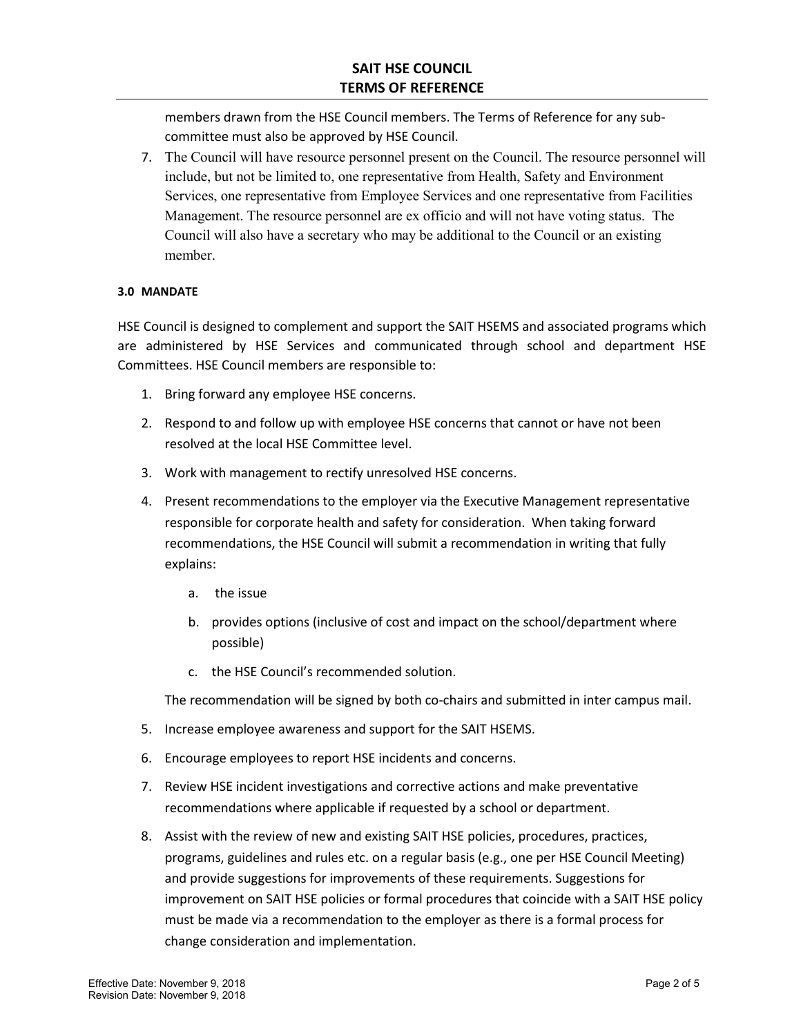members drawn from the HSE Council members. The Terms of Reference for any sub-committee must also be approved by HSE Council.

7. The Council will have resource personnel present on the Council. The resource personnel will include, but not be limited to, one representative from Health, Safety and Environment Services, one representative from Employee Services and one representative from Facilities Management. The resource personnel are ex officio and will not have voting status. The Council will also have a secretary who may be additional to the Council or an existing member.

#### 3.0 MANDATE

HSE Council is designed to complement and support the SAIT HSEMS and associated programs which are administered by HSE Services and communicated through school and department HSE Committees. HSE Council members are responsible to:

1. Bring forward any employee HSE concerns.
2. Respond to and follow up with employee HSE concerns that cannot or have not been resolved at the local HSE Committee level.
3. Work with management to rectify unresolved HSE concerns.
4. Present recommendations to the employer via the Executive Management representative responsible for corporate health and safety for consideration. When taking forward recommendations, the HSE Council will submit a recommendation in writing that fully explains:
   a. the issue
   b. provides options (inclusive of cost and impact on the school/department where possible)
   c. the HSE Council's recommended solution.

   The recommendation will be signed by both co-chairs and submitted in inter campus mail.
5. Increase employee awareness and support for the SAIT HSEMS.
6. Encourage employees to report HSE incidents and concerns.
7. Review HSE incident investigations and corrective actions and make preventative recommendations where applicable if requested by a school or department.
8. Assist with the review of new and existing SAIT HSE policies, procedures, practices, programs, guidelines and rules etc. on a regular basis (e.g., one per HSE Council Meeting) and provide suggestions for improvements of these requirements. Suggestions for improvement on SAIT HSE policies or formal procedures that coincide with a SAIT HSE policy must be made via a recommendation to the employer as there is a formal process for change consideration and implementation.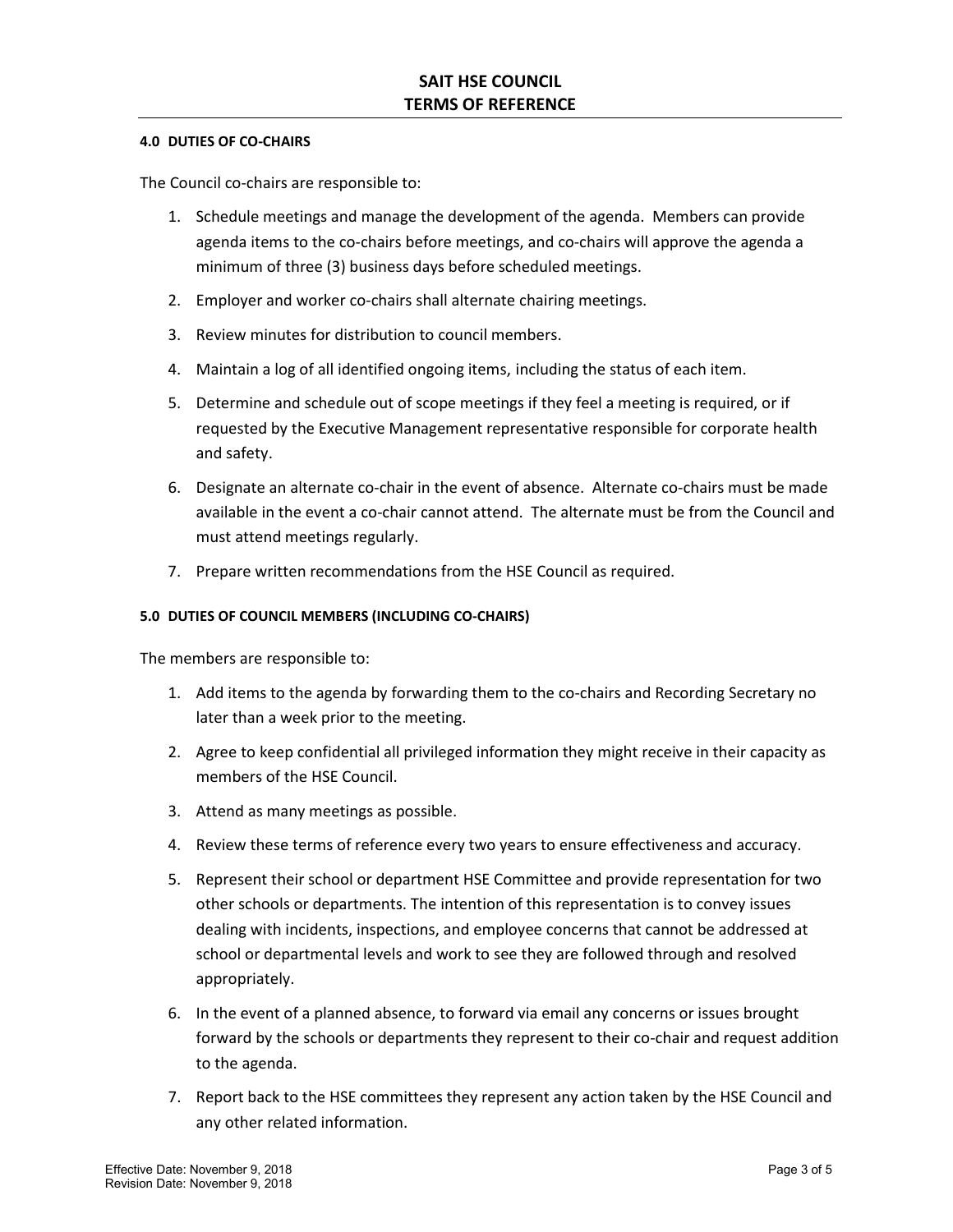#### 4.0 DUTIES OF CO-CHAIRS

The Council co-chairs are responsible to:

1. Schedule meetings and manage the development of the agenda. Members can provide agenda items to the co-chairs before meetings, and co-chairs will approve the agenda a minimum of three (3) business days before scheduled meetings.
2. Employer and worker co-chairs shall alternate chairing meetings.
3. Review minutes for distribution to council members.
4. Maintain a log of all identified ongoing items, including the status of each item.
5. Determine and schedule out of scope meetings if they feel a meeting is required, or if requested by the Executive Management representative responsible for corporate health and safety.
6. Designate an alternate co-chair in the event of absence. Alternate co-chairs must be made available in the event a co-chair cannot attend. The alternate must be from the Council and must attend meetings regularly.
7. Prepare written recommendations from the HSE Council as required.

#### 5.0 DUTIES OF COUNCIL MEMBERS (INCLUDING CO-CHAIRS)

The members are responsible to:

1. Add items to the agenda by forwarding them to the co-chairs and Recording Secretary no later than a week prior to the meeting.
2. Agree to keep confidential all privileged information they might receive in their capacity as members of the HSE Council.
3. Attend as many meetings as possible.
4. Review these terms of reference every two years to ensure effectiveness and accuracy.
5. Represent their school or department HSE Committee and provide representation for two other schools or departments. The intention of this representation is to convey issues dealing with incidents, inspections, and employee concerns that cannot be addressed at school or departmental levels and work to see they are followed through and resolved appropriately.
6. In the event of a planned absence, to forward via email any concerns or issues brought forward by the schools or departments they represent to their co-chair and request addition to the agenda.
7. Report back to the HSE committees they represent any action taken by the HSE Council and any other related information.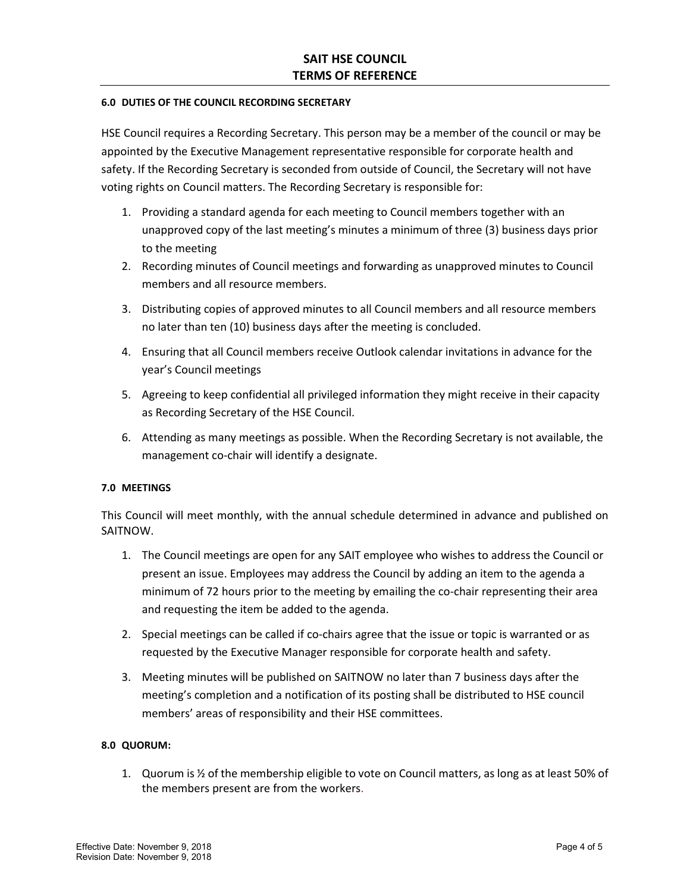#### 6.0 DUTIES OF THE COUNCIL RECORDING SECRETARY

HSE Council requires a Recording Secretary. This person may be a member of the council or may be appointed by the Executive Management representative responsible for corporate health and safety. If the Recording Secretary is seconded from outside of Council, the Secretary will not have voting rights on Council matters. The Recording Secretary is responsible for:

1. Providing a standard agenda for each meeting to Council members together with an unapproved copy of the last meeting's minutes a minimum of three (3) business days prior to the meeting
2. Recording minutes of Council meetings and forwarding as unapproved minutes to Council members and all resource members.
3. Distributing copies of approved minutes to all Council members and all resource members no later than ten (10) business days after the meeting is concluded.
4. Ensuring that all Council members receive Outlook calendar invitations in advance for the year's Council meetings
5. Agreeing to keep confidential all privileged information they might receive in their capacity as Recording Secretary of the HSE Council.
6. Attending as many meetings as possible. When the Recording Secretary is not available, the management co-chair will identify a designate.

#### 7.0 MEETINGS

This Council will meet monthly, with the annual schedule determined in advance and published on SAITNOW.

1. The Council meetings are open for any SAIT employee who wishes to address the Council or present an issue. Employees may address the Council by adding an item to the agenda a minimum of 72 hours prior to the meeting by emailing the co-chair representing their area and requesting the item be added to the agenda.
2. Special meetings can be called if co-chairs agree that the issue or topic is warranted or as requested by the Executive Manager responsible for corporate health and safety.
3. Meeting minutes will be published on SAITNOW no later than 7 business days after the meeting's completion and a notification of its posting shall be distributed to HSE council members' areas of responsibility and their HSE committees.

#### 8.0 QUORUM:

1. Quorum is ½ of the membership eligible to vote on Council matters, as long as at least 50% of the members present are from the workers.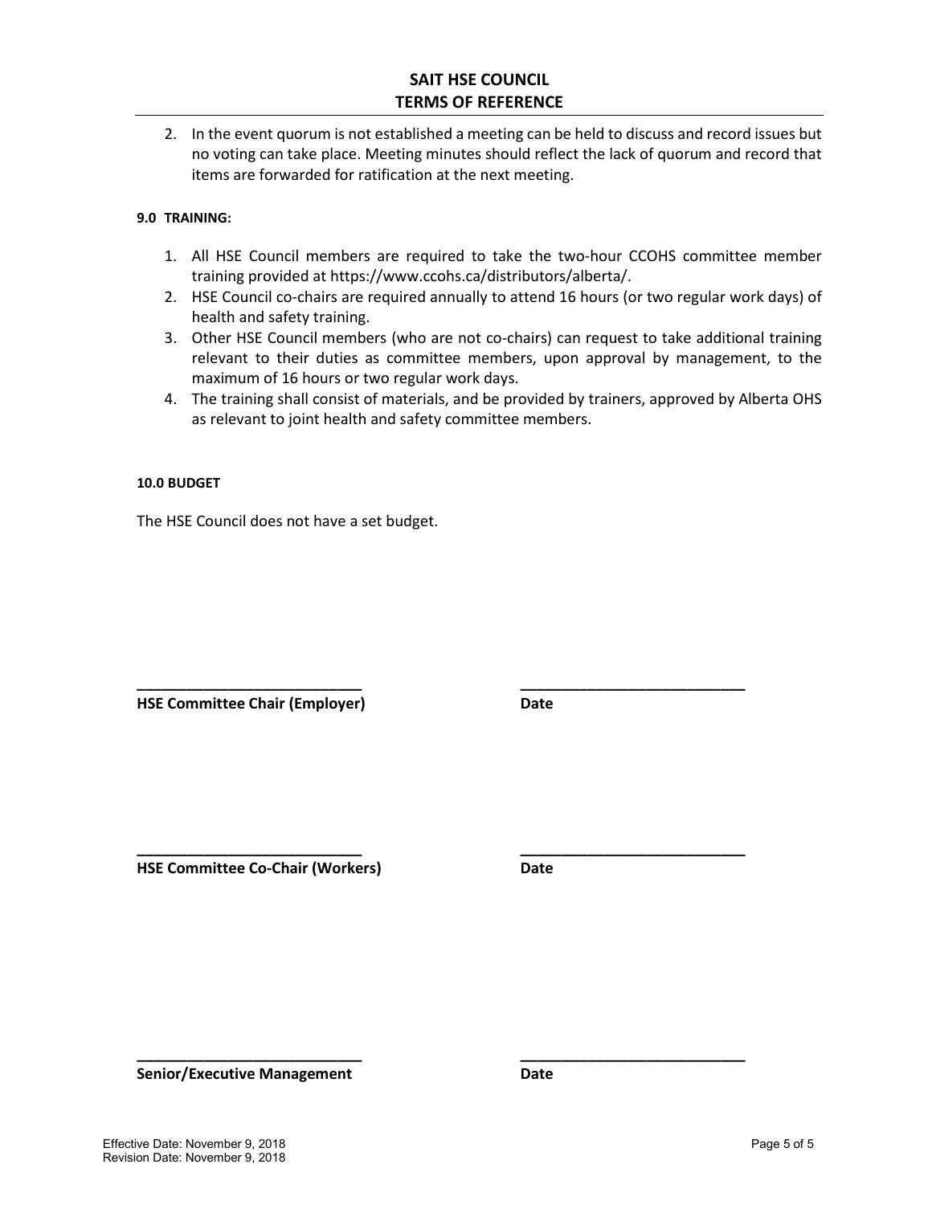2. In the event quorum is not established a meeting can be held to discuss and record issues but no voting can take place. Meeting minutes should reflect the lack of quorum and record that items are forwarded for ratification at the next meeting.

#### 9.0 TRAINING:

1. All HSE Council members are required to take the two-hour CCOHS committee member training provided at https://www.ccohs.ca/distributors/alberta/.
2. HSE Council co-chairs are required annually to attend 16 hours (or two regular work days) of health and safety training.
3. Other HSE Council members (who are not co-chairs) can request to take additional training relevant to their duties as committee members, upon approval by management, to the maximum of 16 hours or two regular work days.
4. The training shall consist of materials, and be provided by trainers, approved by Alberta OHS as relevant to joint health and safety committee members.

#### 10.0 BUDGET

The HSE Council does not have a set budget.

___________________________ ___________________________

**HSE Committee Chair (Employer)** **Date**

___________________________ ___________________________

**HSE Committee Co-Chair (Workers)** **Date**

___________________________ ___________________________

**Senior/Executive Management** **Date**

Effective Date: November 9, 2018
Revision Date: November 9, 2018